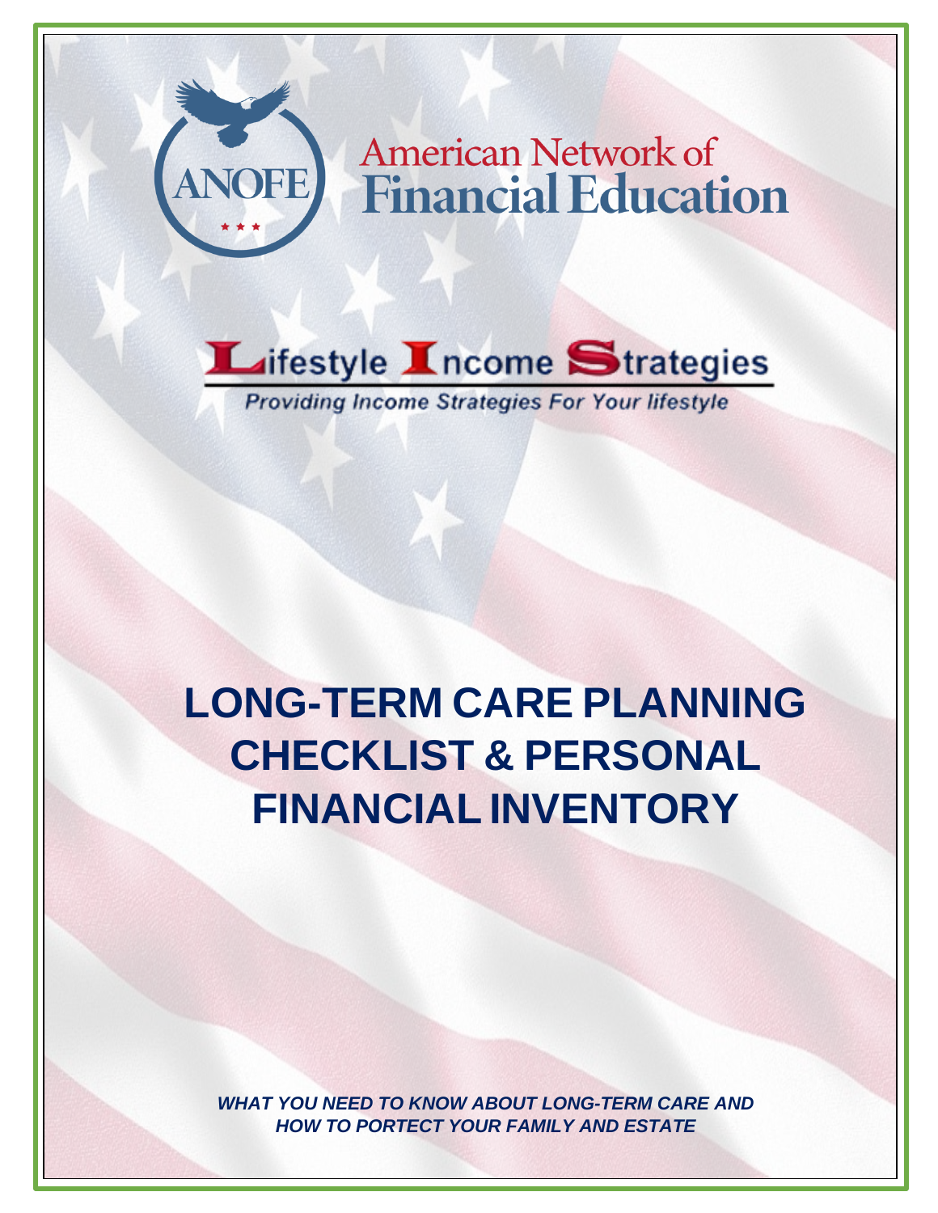ANOFE

American Network of
Financial Education

**Lifestyle Income Strategies**

*Providing Income Strategies For Your lifestyle*

# LONG-TERM CARE PLANNING CHECKLIST & PERSONAL FINANCIAL INVENTORY

***WHAT YOU NEED TO KNOW ABOUT LONG-TERM CARE AND HOW TO PORTECT YOUR FAMILY AND ESTATE***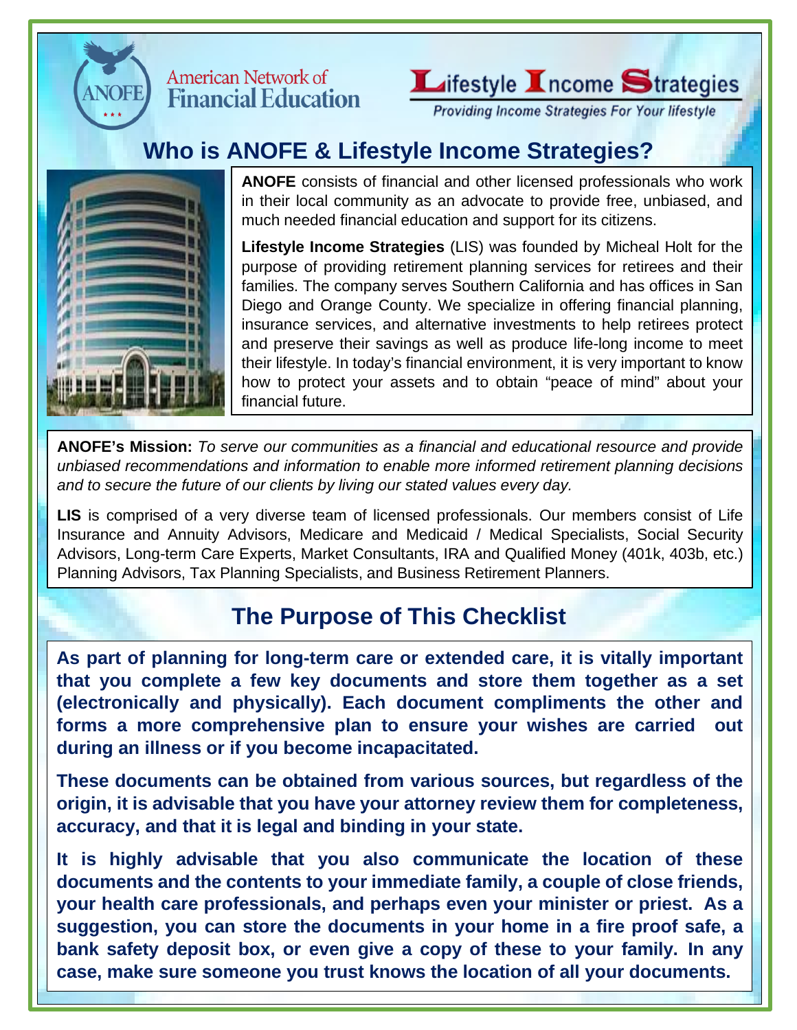American Network of Financial Education

Lifestyle Income Strategies
*Providing Income Strategies For Your lifestyle*

## Who is ANOFE & Lifestyle Income Strategies?

**ANOFE** consists of financial and other licensed professionals who work in their local community as an advocate to provide free, unbiased, and much needed financial education and support for its citizens.

**Lifestyle Income Strategies** (LIS) was founded by Micheal Holt for the purpose of providing retirement planning services for retirees and their families. The company serves Southern California and has offices in San Diego and Orange County. We specialize in offering financial planning, insurance services, and alternative investments to help retirees protect and preserve their savings as well as produce life-long income to meet their lifestyle. In today's financial environment, it is very important to know how to protect your assets and to obtain "peace of mind" about your financial future.

**ANOFE's Mission:** *To serve our communities as a financial and educational resource and provide unbiased recommendations and information to enable more informed retirement planning decisions and to secure the future of our clients by living our stated values every day.*

**LIS** is comprised of a very diverse team of licensed professionals. Our members consist of Life Insurance and Annuity Advisors, Medicare and Medicaid / Medical Specialists, Social Security Advisors, Long-term Care Experts, Market Consultants, IRA and Qualified Money (401k, 403b, etc.) Planning Advisors, Tax Planning Specialists, and Business Retirement Planners.

## The Purpose of This Checklist

**As part of planning for long-term care or extended care, it is vitally important that you complete a few key documents and store them together as a set (electronically and physically). Each document compliments the other and forms a more comprehensive plan to ensure your wishes are carried out during an illness or if you become incapacitated.**

**These documents can be obtained from various sources, but regardless of the origin, it is advisable that you have your attorney review them for completeness, accuracy, and that it is legal and binding in your state.**

**It is highly advisable that you also communicate the location of these documents and the contents to your immediate family, a couple of close friends, your health care professionals, and perhaps even your minister or priest. As a suggestion, you can store the documents in your home in a fire proof safe, a bank safety deposit box, or even give a copy of these to your family. In any case, make sure someone you trust knows the location of all your documents.**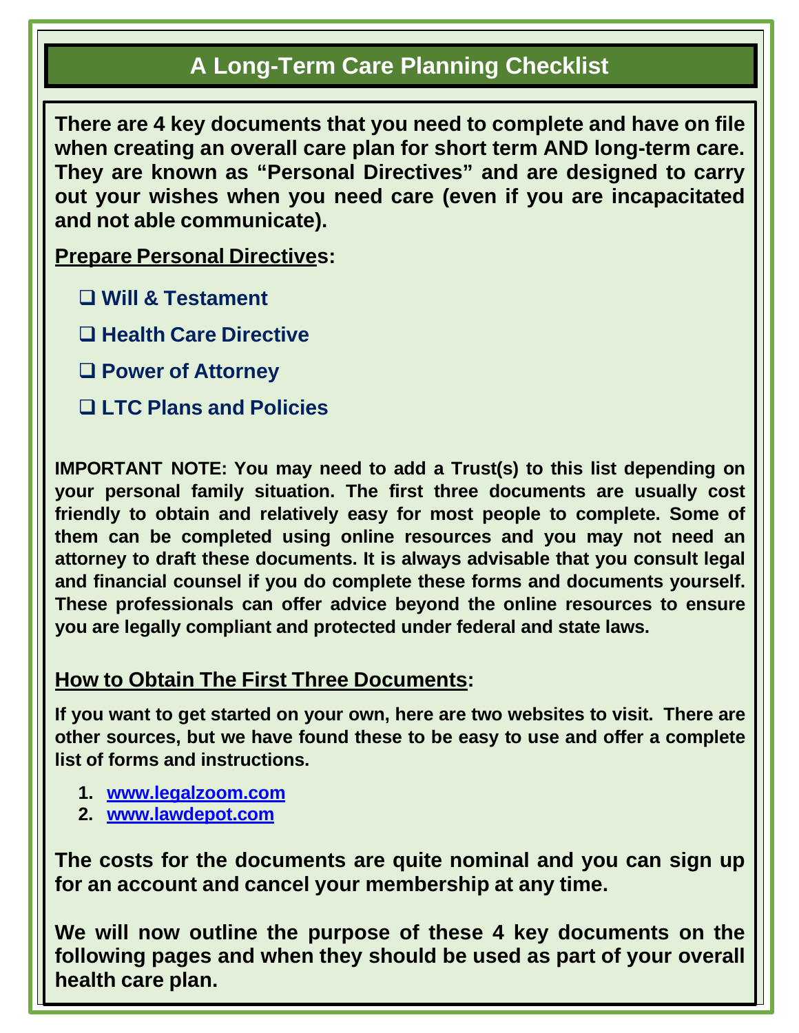# A Long-Term Care Planning Checklist

**There are 4 key documents that you need to complete and have on file when creating an overall care plan for short term AND long-term care. They are known as "Personal Directives" and are designed to carry out your wishes when you need care (even if you are incapacitated and not able communicate).**

**Prepare Personal Directives:**

- ☐ **Will & Testament**
- ☐ **Health Care Directive**
- ☐ **Power of Attorney**
- ☐ **LTC Plans and Policies**

**IMPORTANT NOTE: You may need to add a Trust(s) to this list depending on your personal family situation. The first three documents are usually cost friendly to obtain and relatively easy for most people to complete. Some of them can be completed using online resources and you may not need an attorney to draft these documents. It is always advisable that you consult legal and financial counsel if you do complete these forms and documents yourself. These professionals can offer advice beyond the online resources to ensure you are legally compliant and protected under federal and state laws.**

**How to Obtain The First Three Documents:**

**If you want to get started on your own, here are two websites to visit. There are other sources, but we have found these to be easy to use and offer a complete list of forms and instructions.**

1. **www.legalzoom.com**
2. **www.lawdepot.com**

**The costs for the documents are quite nominal and you can sign up for an account and cancel your membership at any time.**

**We will now outline the purpose of these 4 key documents on the following pages and when they should be used as part of your overall health care plan.**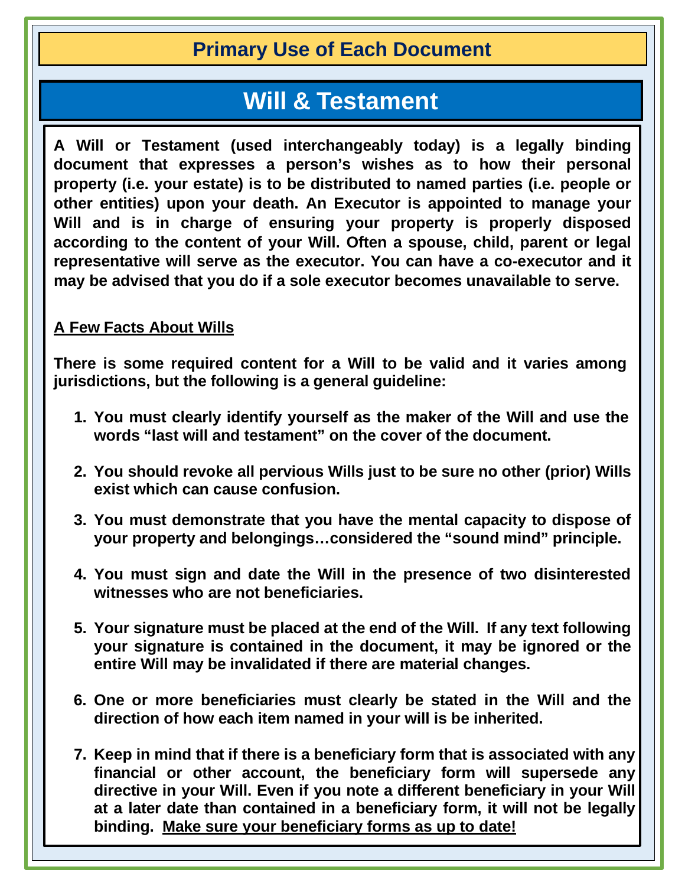## Primary Use of Each Document

# Will & Testament

**A Will or Testament (used interchangeably today) is a legally binding document that expresses a person's wishes as to how their personal property (i.e. your estate) is to be distributed to named parties (i.e. people or other entities) upon your death. An Executor is appointed to manage your Will and is in charge of ensuring your property is properly disposed according to the content of your Will. Often a spouse, child, parent or legal representative will serve as the executor. You can have a co-executor and it may be advised that you do if a sole executor becomes unavailable to serve.**

**<u>A Few Facts About Wills</u>**

**There is some required content for a Will to be valid and it varies among jurisdictions, but the following is a general guideline:**

1. **You must clearly identify yourself as the maker of the Will and use the words "last will and testament" on the cover of the document.**

2. **You should revoke all pervious Wills just to be sure no other (prior) Wills exist which can cause confusion.**

3. **You must demonstrate that you have the mental capacity to dispose of your property and belongings…considered the "sound mind" principle.**

4. **You must sign and date the Will in the presence of two disinterested witnesses who are not beneficiaries.**

5. **Your signature must be placed at the end of the Will. If any text following your signature is contained in the document, it may be ignored or the entire Will may be invalidated if there are material changes.**

6. **One or more beneficiaries must clearly be stated in the Will and the direction of how each item named in your will is be inherited.**

7. **Keep in mind that if there is a beneficiary form that is associated with any financial or other account, the beneficiary form will supersede any directive in your Will. Even if you note a different beneficiary in your Will at a later date than contained in a beneficiary form, it will not be legally binding. <u>Make sure your beneficiary forms as up to date!</u>**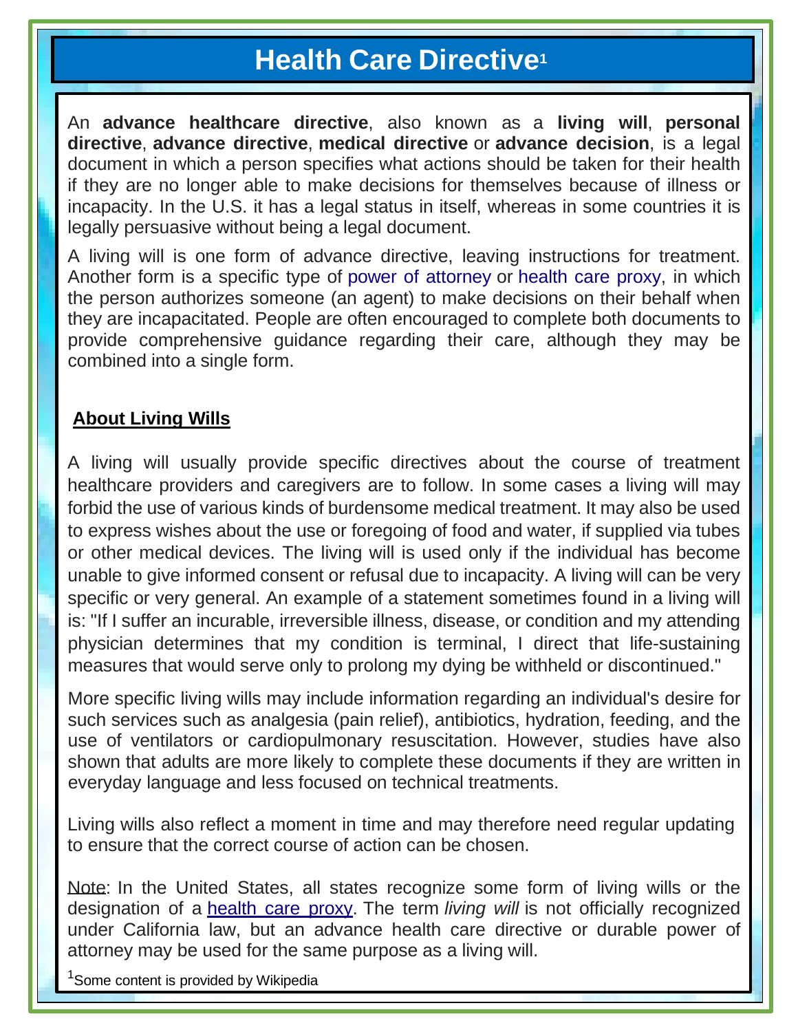# Health Care Directive[1]

An **advance healthcare directive**, also known as a **living will**, **personal directive**, **advance directive**, **medical directive** or **advance decision**, is a legal document in which a person specifies what actions should be taken for their health if they are no longer able to make decisions for themselves because of illness or incapacity. In the U.S. it has a legal status in itself, whereas in some countries it is legally persuasive without being a legal document.

A living will is one form of advance directive, leaving instructions for treatment. Another form is a specific type of power of attorney or health care proxy, in which the person authorizes someone (an agent) to make decisions on their behalf when they are incapacitated. People are often encouraged to complete both documents to provide comprehensive guidance regarding their care, although they may be combined into a single form.

## About Living Wills

A living will usually provide specific directives about the course of treatment healthcare providers and caregivers are to follow. In some cases a living will may forbid the use of various kinds of burdensome medical treatment. It may also be used to express wishes about the use or foregoing of food and water, if supplied via tubes or other medical devices. The living will is used only if the individual has become unable to give informed consent or refusal due to incapacity. A living will can be very specific or very general. An example of a statement sometimes found in a living will is: "If I suffer an incurable, irreversible illness, disease, or condition and my attending physician determines that my condition is terminal, I direct that life-sustaining measures that would serve only to prolong my dying be withheld or discontinued."

More specific living wills may include information regarding an individual's desire for such services such as analgesia (pain relief), antibiotics, hydration, feeding, and the use of ventilators or cardiopulmonary resuscitation. However, studies have also shown that adults are more likely to complete these documents if they are written in everyday language and less focused on technical treatments.

Living wills also reflect a moment in time and may therefore need regular updating to ensure that the correct course of action can be chosen.

Note: In the United States, all states recognize some form of living wills or the designation of a health care proxy. The term *living will* is not officially recognized under California law, but an advance health care directive or durable power of attorney may be used for the same purpose as a living will.

[1]Some content is provided by Wikipedia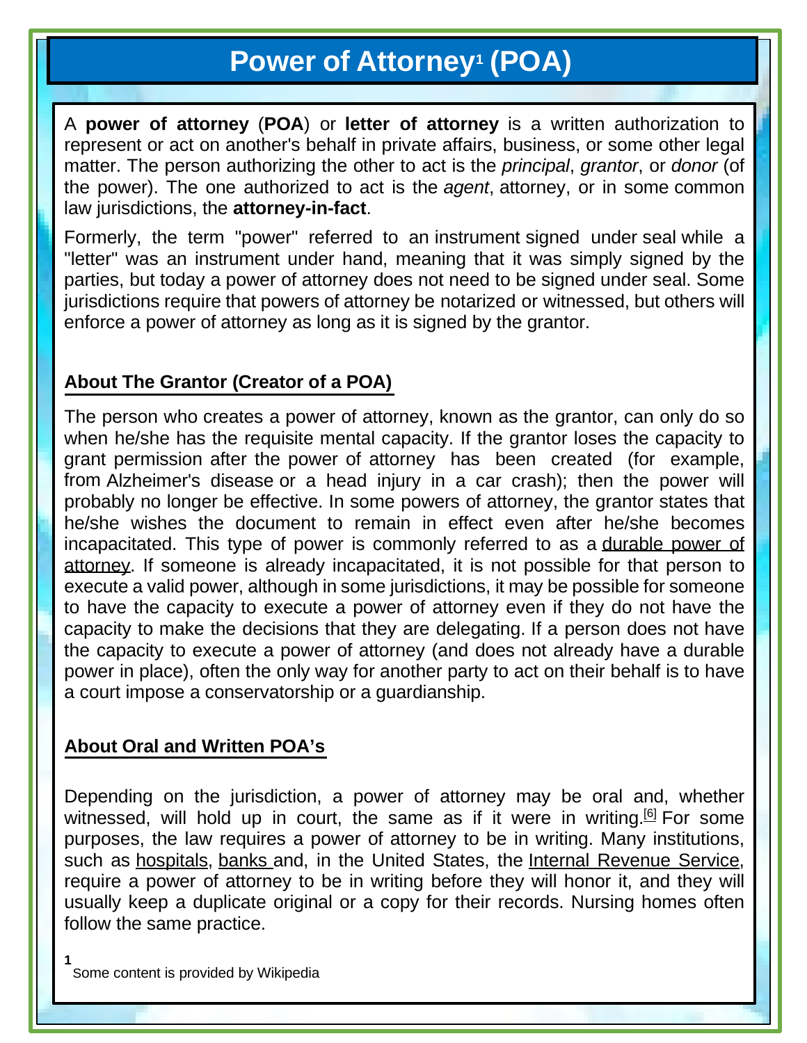# Power of Attorney[1] (POA)

A **power of attorney** (**POA**) or **letter of attorney** is a written authorization to represent or act on another's behalf in private affairs, business, or some other legal matter. The person authorizing the other to act is the *principal*, *grantor*, or *donor* (of the power). The one authorized to act is the *agent*, attorney, or in some common law jurisdictions, the **attorney-in-fact**.

Formerly, the term "power" referred to an instrument signed under seal while a "letter" was an instrument under hand, meaning that it was simply signed by the parties, but today a power of attorney does not need to be signed under seal. Some jurisdictions require that powers of attorney be notarized or witnessed, but others will enforce a power of attorney as long as it is signed by the grantor.

## About The Grantor (Creator of a POA)

The person who creates a power of attorney, known as the grantor, can only do so when he/she has the requisite mental capacity. If the grantor loses the capacity to grant permission after the power of attorney has been created (for example, from Alzheimer's disease or a head injury in a car crash); then the power will probably no longer be effective. In some powers of attorney, the grantor states that he/she wishes the document to remain in effect even after he/she becomes incapacitated. This type of power is commonly referred to as a durable power of attorney. If someone is already incapacitated, it is not possible for that person to execute a valid power, although in some jurisdictions, it may be possible for someone to have the capacity to execute a power of attorney even if they do not have the capacity to make the decisions that they are delegating. If a person does not have the capacity to execute a power of attorney (and does not already have a durable power in place), often the only way for another party to act on their behalf is to have a court impose a conservatorship or a guardianship.

## About Oral and Written POA's

Depending on the jurisdiction, a power of attorney may be oral and, whether witnessed, will hold up in court, the same as if it were in writing.[6] For some purposes, the law requires a power of attorney to be in writing. Many institutions, such as hospitals, banks and, in the United States, the Internal Revenue Service, require a power of attorney to be in writing before they will honor it, and they will usually keep a duplicate original or a copy for their records. Nursing homes often follow the same practice.

[1] Some content is provided by Wikipedia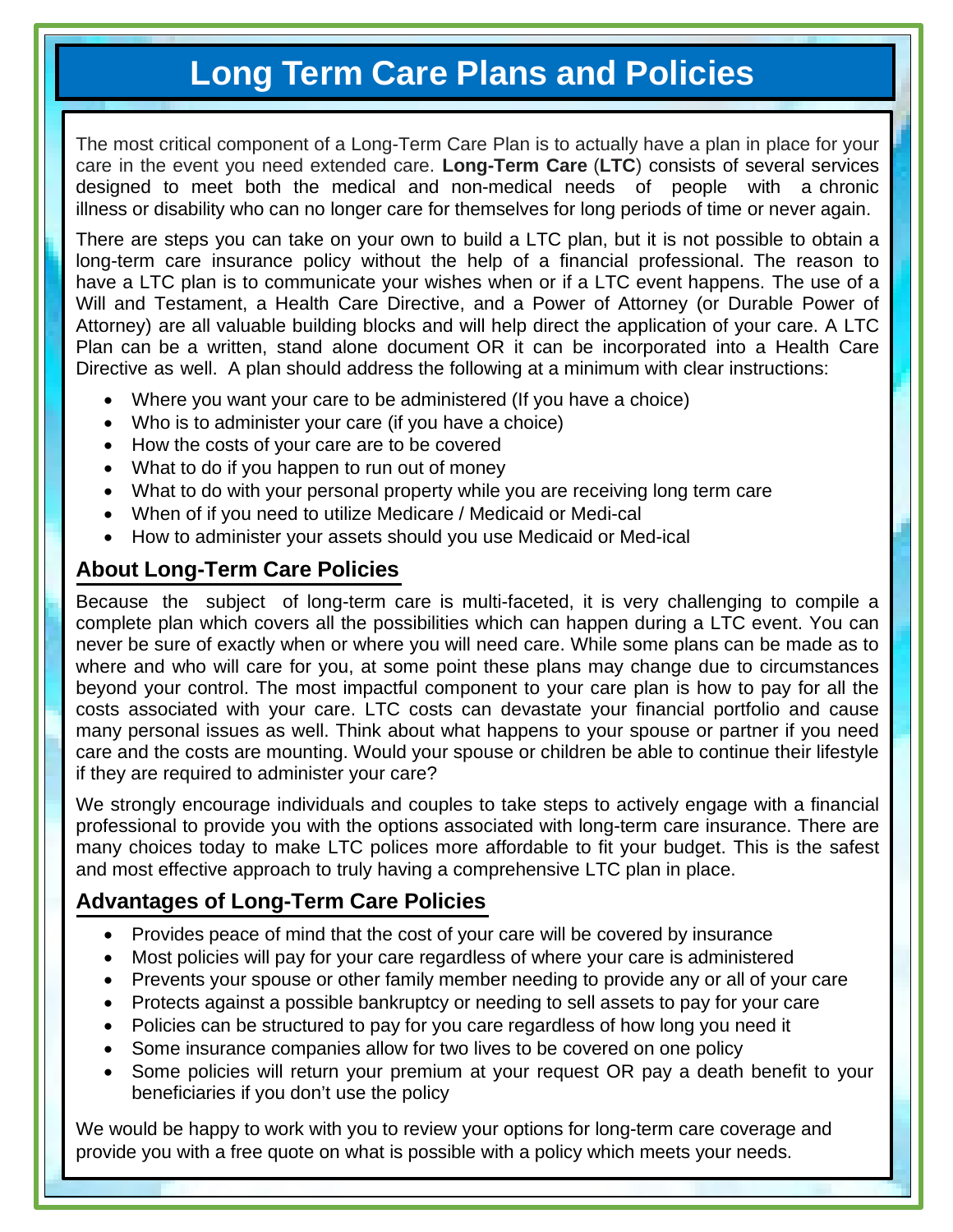# Long Term Care Plans and Policies

The most critical component of a Long-Term Care Plan is to actually have a plan in place for your care in the event you need extended care. **Long-Term Care** (**LTC**) consists of several services designed to meet both the medical and non-medical needs of people with a chronic illness or disability who can no longer care for themselves for long periods of time or never again.

There are steps you can take on your own to build a LTC plan, but it is not possible to obtain a long-term care insurance policy without the help of a financial professional. The reason to have a LTC plan is to communicate your wishes when or if a LTC event happens. The use of a Will and Testament, a Health Care Directive, and a Power of Attorney (or Durable Power of Attorney) are all valuable building blocks and will help direct the application of your care. A LTC Plan can be a written, stand alone document OR it can be incorporated into a Health Care Directive as well. A plan should address the following at a minimum with clear instructions:

- Where you want your care to be administered (If you have a choice)
- Who is to administer your care (if you have a choice)
- How the costs of your care are to be covered
- What to do if you happen to run out of money
- What to do with your personal property while you are receiving long term care
- When of if you need to utilize Medicare / Medicaid or Medi-cal
- How to administer your assets should you use Medicaid or Med-ical

## About Long-Term Care Policies

Because the subject of long-term care is multi-faceted, it is very challenging to compile a complete plan which covers all the possibilities which can happen during a LTC event. You can never be sure of exactly when or where you will need care. While some plans can be made as to where and who will care for you, at some point these plans may change due to circumstances beyond your control. The most impactful component to your care plan is how to pay for all the costs associated with your care. LTC costs can devastate your financial portfolio and cause many personal issues as well. Think about what happens to your spouse or partner if you need care and the costs are mounting. Would your spouse or children be able to continue their lifestyle if they are required to administer your care?

We strongly encourage individuals and couples to take steps to actively engage with a financial professional to provide you with the options associated with long-term care insurance. There are many choices today to make LTC polices more affordable to fit your budget. This is the safest and most effective approach to truly having a comprehensive LTC plan in place.

## Advantages of Long-Term Care Policies

- Provides peace of mind that the cost of your care will be covered by insurance
- Most policies will pay for your care regardless of where your care is administered
- Prevents your spouse or other family member needing to provide any or all of your care
- Protects against a possible bankruptcy or needing to sell assets to pay for your care
- Policies can be structured to pay for you care regardless of how long you need it
- Some insurance companies allow for two lives to be covered on one policy
- Some policies will return your premium at your request OR pay a death benefit to your beneficiaries if you don't use the policy

We would be happy to work with you to review your options for long-term care coverage and provide you with a free quote on what is possible with a policy which meets your needs.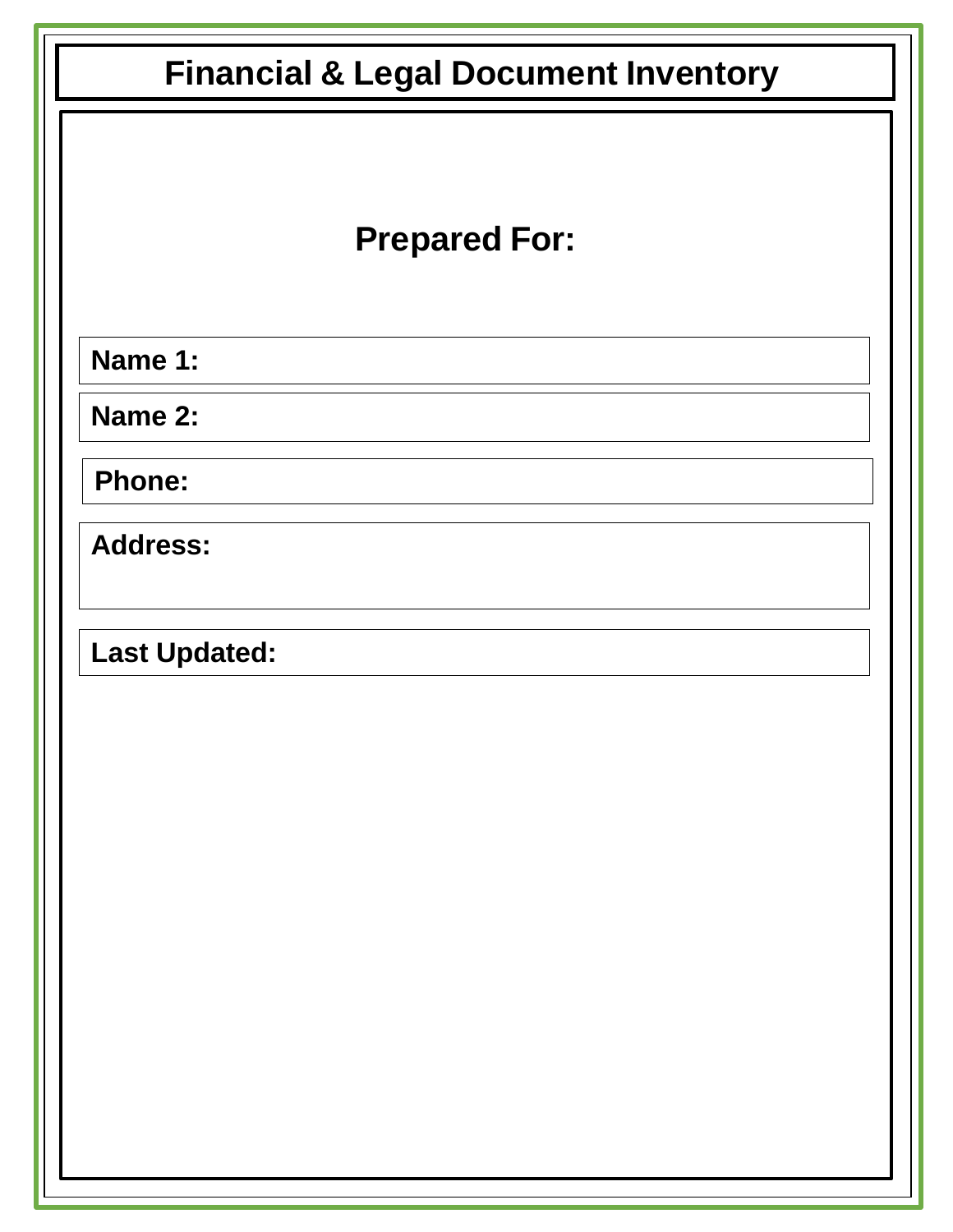# Financial & Legal Document Inventory

## Prepared For:

**Name 1:**

**Name 2:**

**Phone:**

**Address:**

**Last Updated:**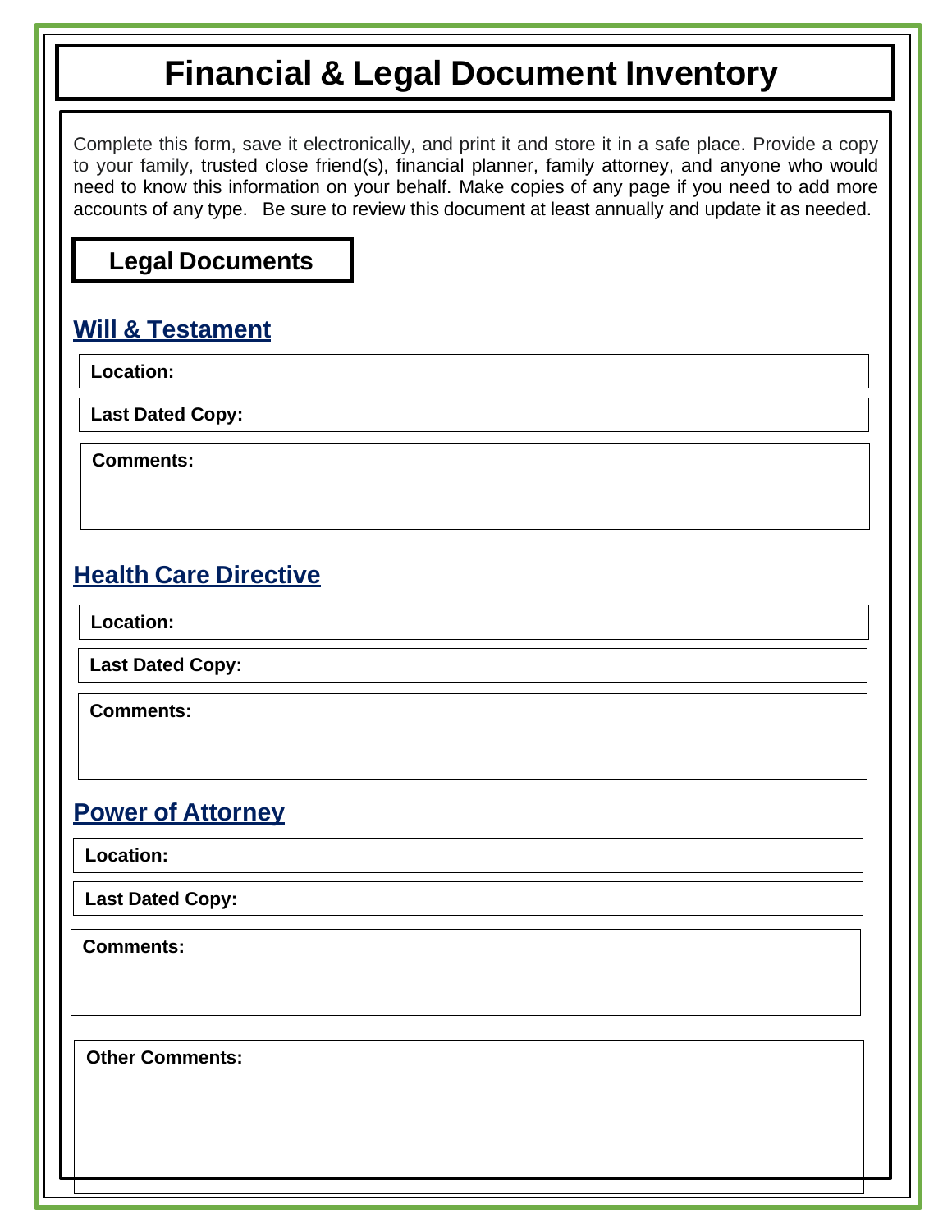# Financial & Legal Document Inventory

Complete this form, save it electronically, and print it and store it in a safe place. Provide a copy to your family, trusted close friend(s), financial planner, family attorney, and anyone who would need to know this information on your behalf. Make copies of any page if you need to add more accounts of any type. Be sure to review this document at least annually and update it as needed.

## Legal Documents

### Will & Testament

**Location:**

**Last Dated Copy:**

**Comments:**

### Health Care Directive

**Location:**

**Last Dated Copy:**

**Comments:**

### Power of Attorney

**Location:**

**Last Dated Copy:**

**Comments:**

**Other Comments:**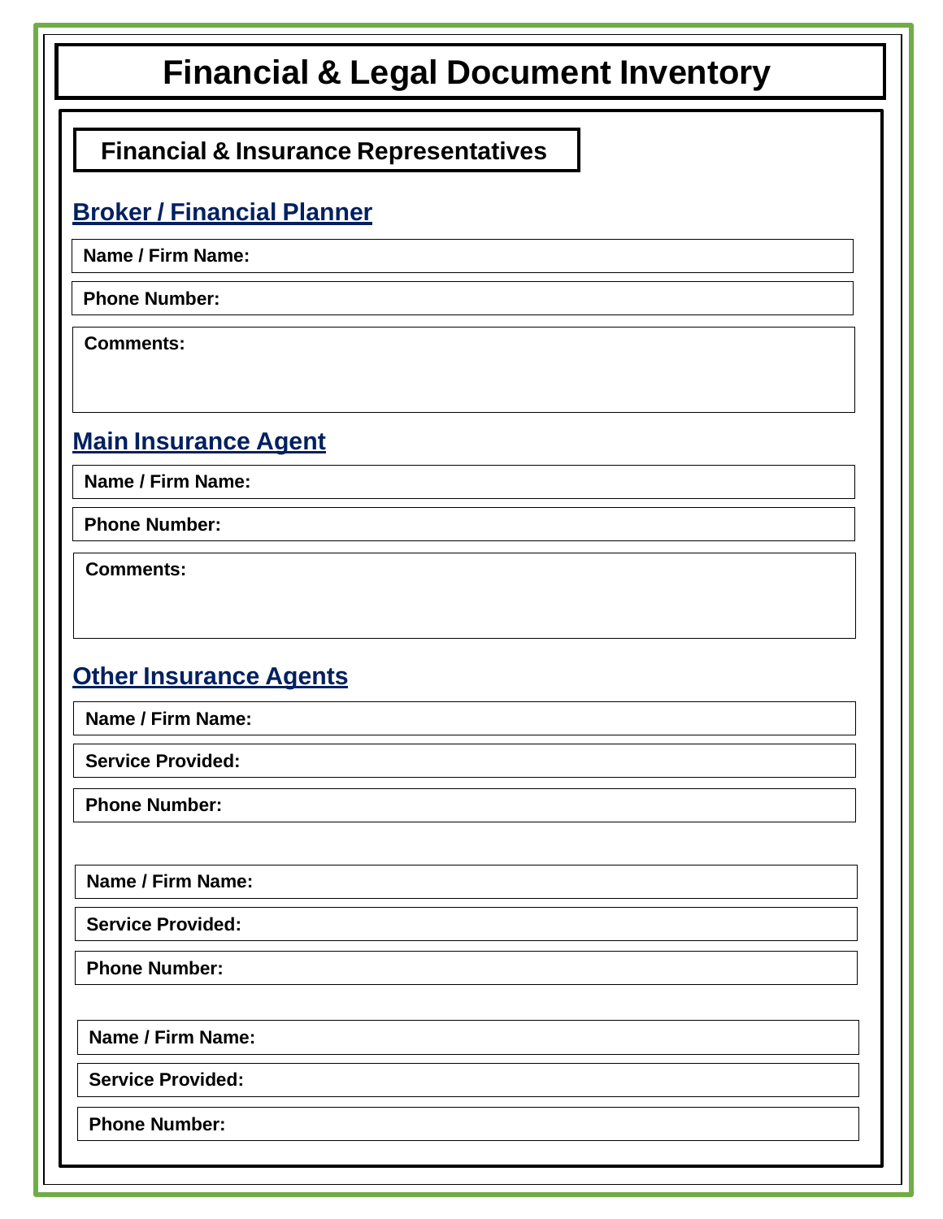# Financial & Legal Document Inventory

## Financial & Insurance Representatives

### Broker / Financial Planner

**Name / Firm Name:**

**Phone Number:**

**Comments:**

### Main Insurance Agent

**Name / Firm Name:**

**Phone Number:**

**Comments:**

### Other Insurance Agents

**Name / Firm Name:**

**Service Provided:**

**Phone Number:**

**Name / Firm Name:**

**Service Provided:**

**Phone Number:**

**Name / Firm Name:**

**Service Provided:**

**Phone Number:**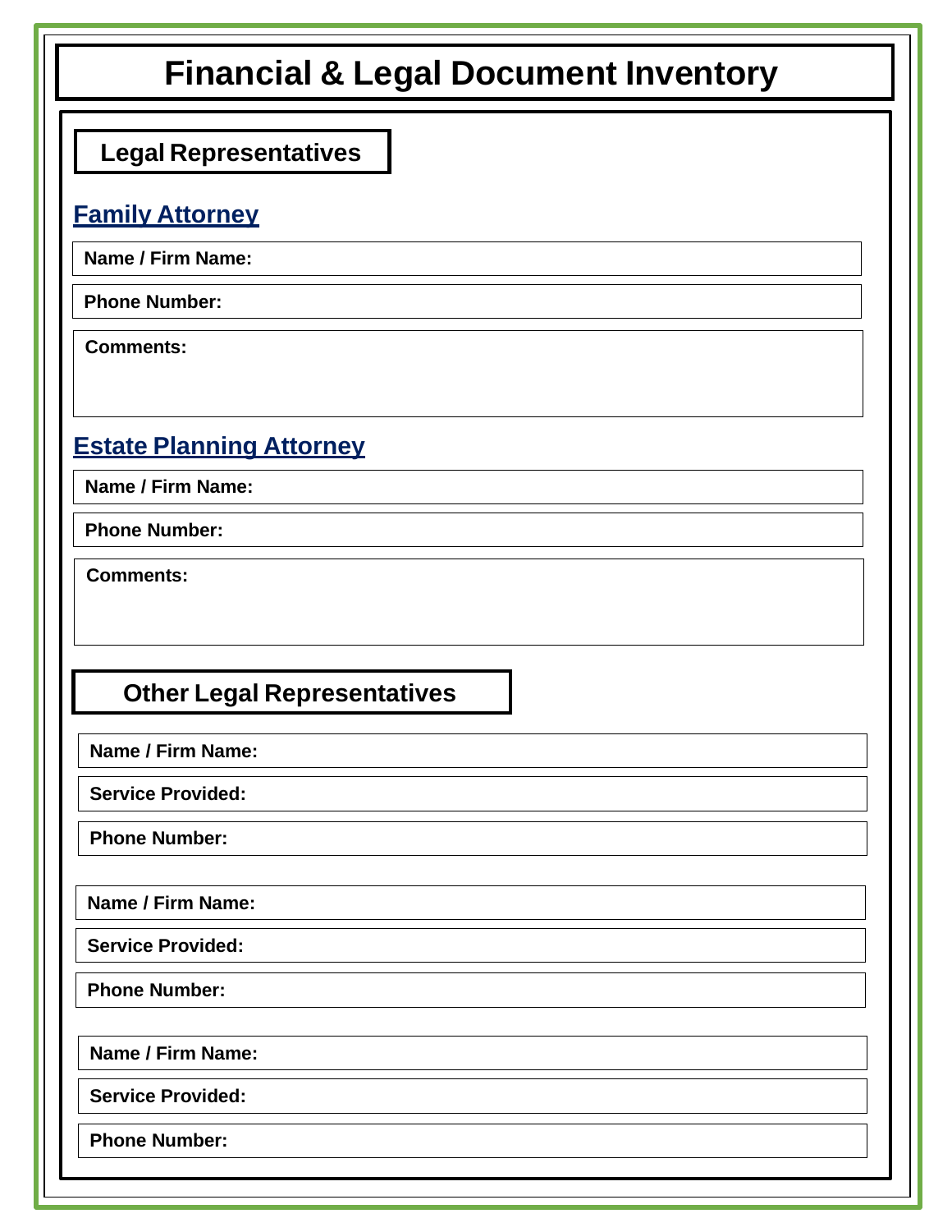# Financial & Legal Document Inventory

## Legal Representatives

### Family Attorney

**Name / Firm Name:**

**Phone Number:**

**Comments:**

### Estate Planning Attorney

**Name / Firm Name:**

**Phone Number:**

**Comments:**

## Other Legal Representatives

**Name / Firm Name:**

**Service Provided:**

**Phone Number:**

**Name / Firm Name:**

**Service Provided:**

**Phone Number:**

**Name / Firm Name:**

**Service Provided:**

**Phone Number:**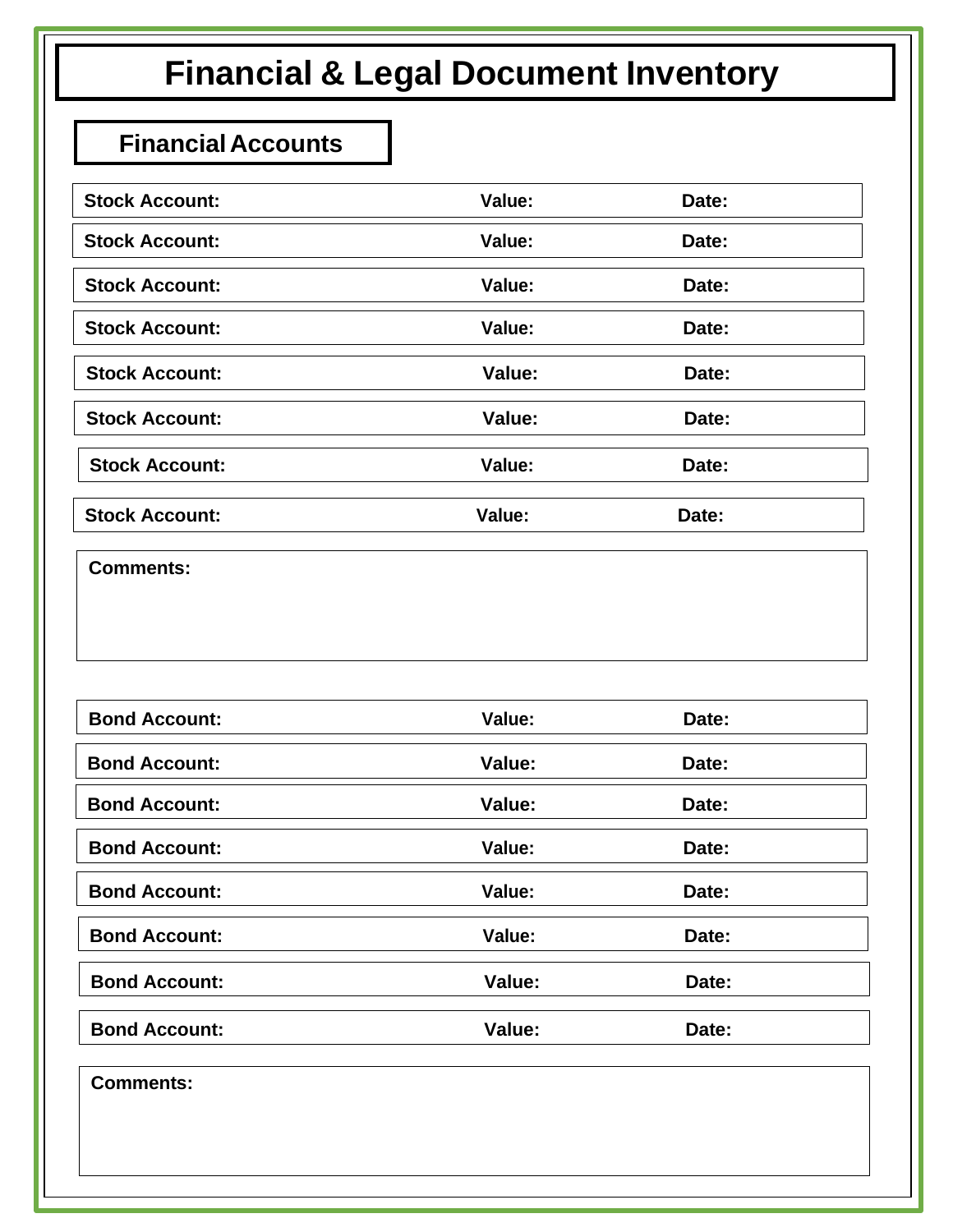# Financial & Legal Document Inventory

## Financial Accounts

| Stock Account: | Value: | Date: |
|---|---|---|
| Stock Account: | Value: | Date: |
| Stock Account: | Value: | Date: |
| Stock Account: | Value: | Date: |
| Stock Account: | Value: | Date: |
| Stock Account: | Value: | Date: |
| Stock Account: | Value: | Date: |
| Stock Account: | Value: | Date: |

**Comments:**

| Bond Account: | Value: | Date: |
|---|---|---|
| Bond Account: | Value: | Date: |
| Bond Account: | Value: | Date: |
| Bond Account: | Value: | Date: |
| Bond Account: | Value: | Date: |
| Bond Account: | Value: | Date: |
| Bond Account: | Value: | Date: |
| Bond Account: | Value: | Date: |

**Comments:**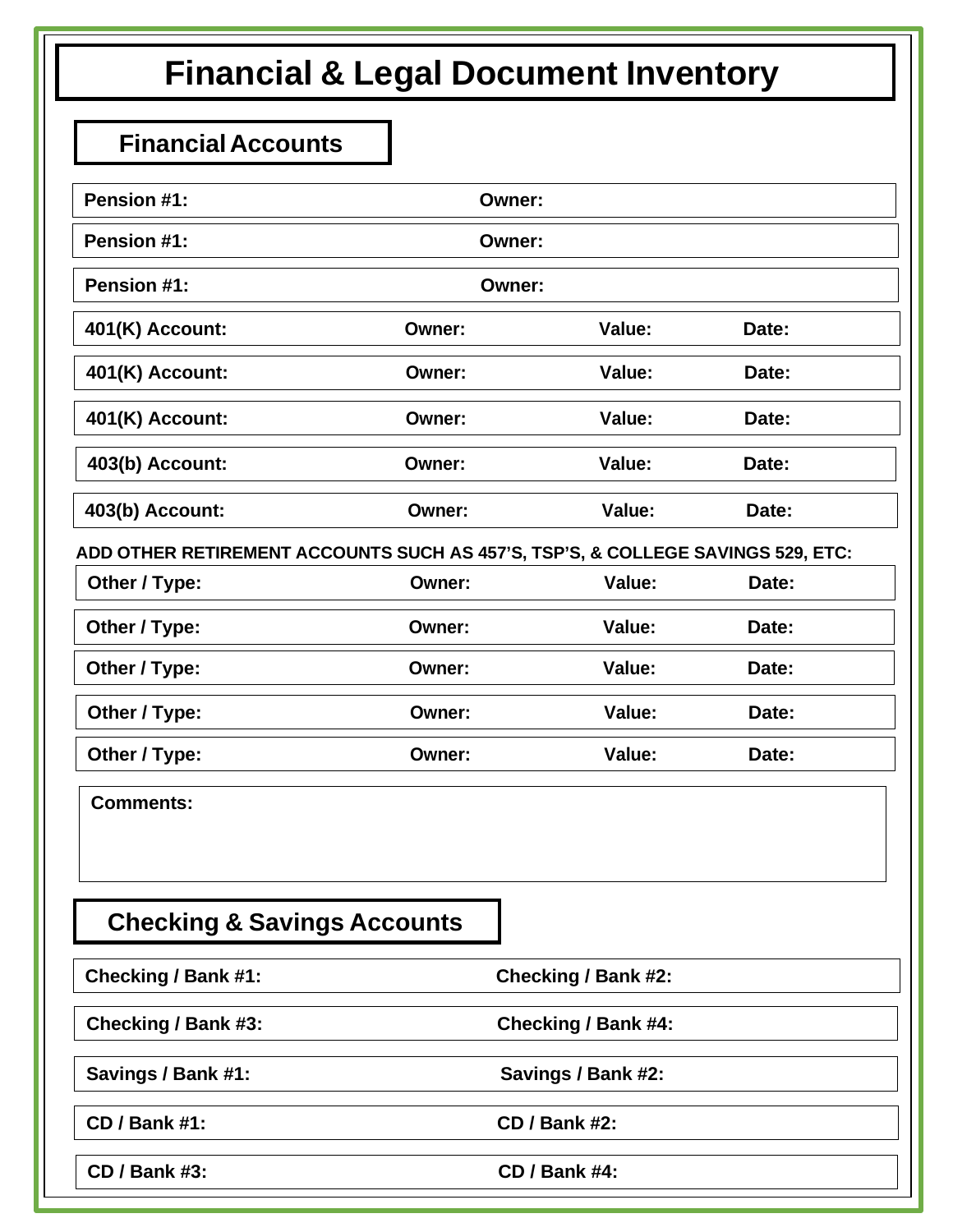# Financial & Legal Document Inventory

## Financial Accounts

| | | | |
|---|---|---|---|
| **Pension #1:** | **Owner:** | | |
| **Pension #1:** | **Owner:** | | |
| **Pension #1:** | **Owner:** | | |
| **401(K) Account:** | **Owner:** | **Value:** | **Date:** |
| **401(K) Account:** | **Owner:** | **Value:** | **Date:** |
| **401(K) Account:** | **Owner:** | **Value:** | **Date:** |
| **403(b) Account:** | **Owner:** | **Value:** | **Date:** |
| **403(b) Account:** | **Owner:** | **Value:** | **Date:** |

**ADD OTHER RETIREMENT ACCOUNTS SUCH AS 457'S, TSP'S, & COLLEGE SAVINGS 529, ETC:**

| | | | |
|---|---|---|---|
| **Other / Type:** | **Owner:** | **Value:** | **Date:** |
| **Other / Type:** | **Owner:** | **Value:** | **Date:** |
| **Other / Type:** | **Owner:** | **Value:** | **Date:** |
| **Other / Type:** | **Owner:** | **Value:** | **Date:** |
| **Other / Type:** | **Owner:** | **Value:** | **Date:** |

**Comments:**

## Checking & Savings Accounts

| | |
|---|---|
| **Checking / Bank #1:** | **Checking / Bank #2:** |
| **Checking / Bank #3:** | **Checking / Bank #4:** |
| **Savings / Bank #1:** | **Savings / Bank #2:** |
| **CD / Bank #1:** | **CD / Bank #2:** |
| **CD / Bank #3:** | **CD / Bank #4:** |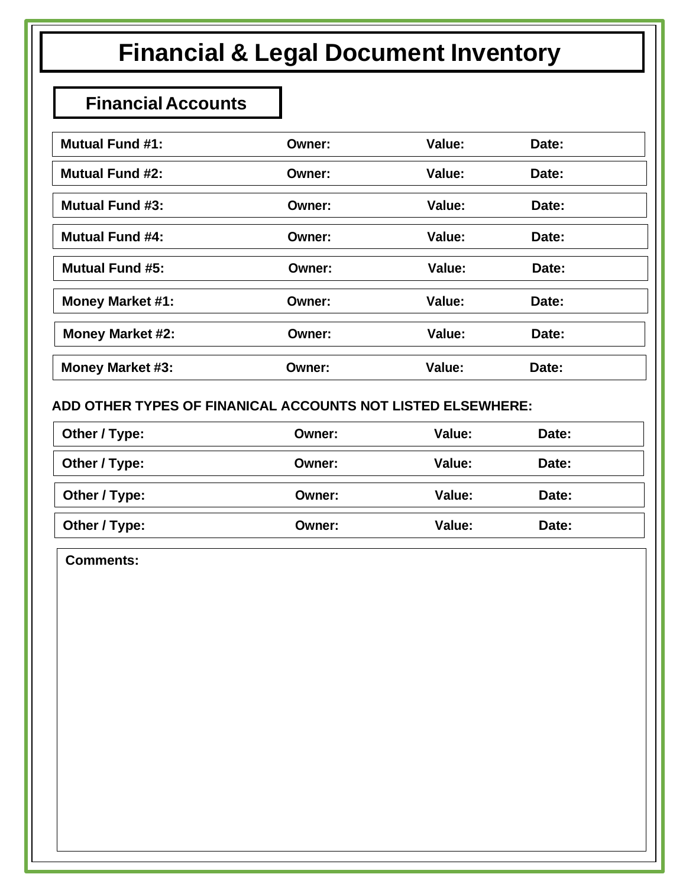# Financial & Legal Document Inventory

## Financial Accounts

| | | | |
|---|---|---|---|
| **Mutual Fund #1:** | **Owner:** | **Value:** | **Date:** |
| **Mutual Fund #2:** | **Owner:** | **Value:** | **Date:** |
| **Mutual Fund #3:** | **Owner:** | **Value:** | **Date:** |
| **Mutual Fund #4:** | **Owner:** | **Value:** | **Date:** |
| **Mutual Fund #5:** | **Owner:** | **Value:** | **Date:** |
| **Money Market #1:** | **Owner:** | **Value:** | **Date:** |
| **Money Market #2:** | **Owner:** | **Value:** | **Date:** |
| **Money Market #3:** | **Owner:** | **Value:** | **Date:** |

**ADD OTHER TYPES OF FINANICAL ACCOUNTS NOT LISTED ELSEWHERE:**

| | | | |
|---|---|---|---|
| **Other / Type:** | **Owner:** | **Value:** | **Date:** |
| **Other / Type:** | **Owner:** | **Value:** | **Date:** |
| **Other / Type:** | **Owner:** | **Value:** | **Date:** |
| **Other / Type:** | **Owner:** | **Value:** | **Date:** |

**Comments:**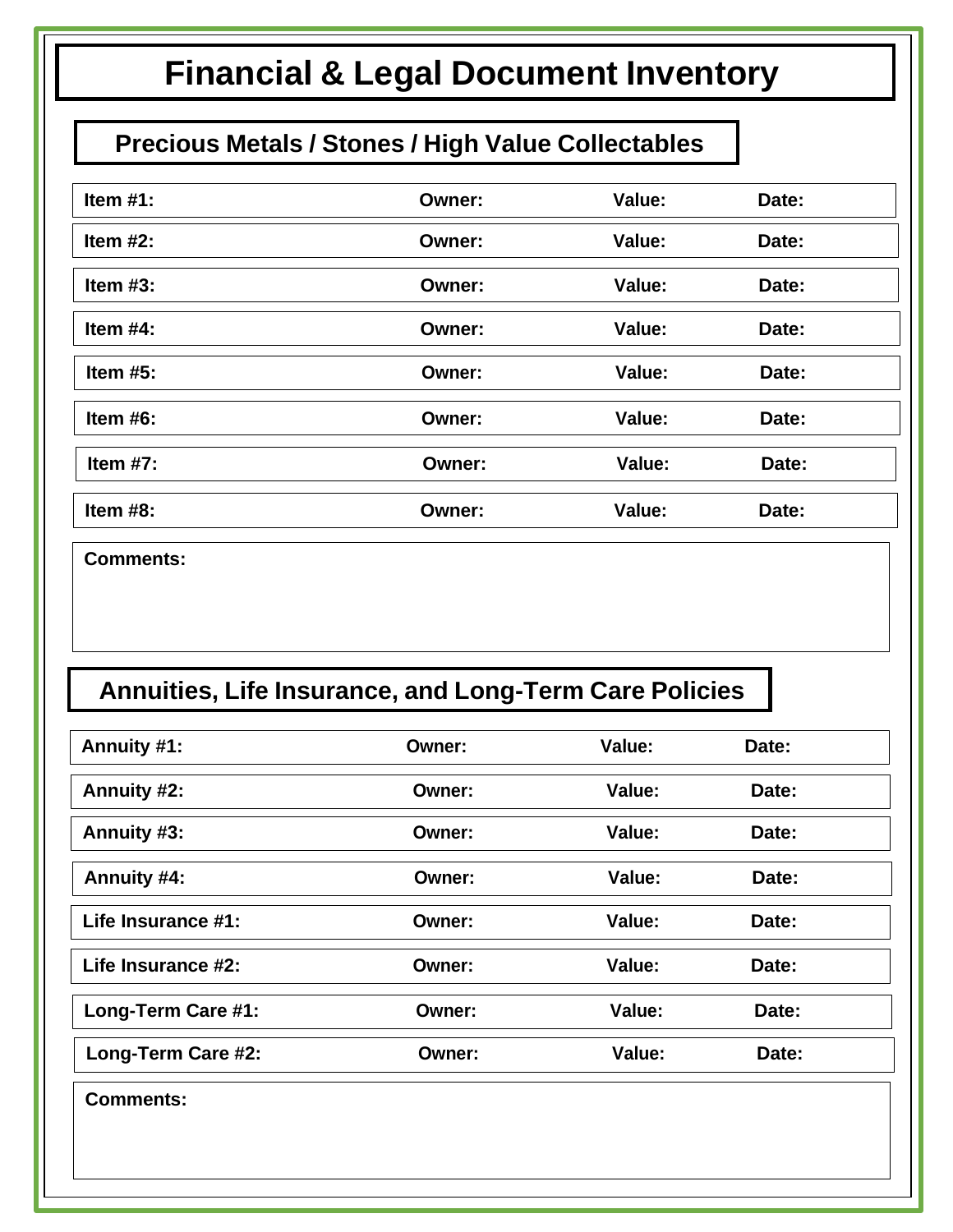# Financial & Legal Document Inventory

## Precious Metals / Stones / High Value Collectables

| Item | Owner: | Value: | Date: |
|---|---|---|---|
| **Item #1:** | | | |
| **Item #2:** | | | |
| **Item #3:** | | | |
| **Item #4:** | | | |
| **Item #5:** | | | |
| **Item #6:** | | | |
| **Item #7:** | | | |
| **Item #8:** | | | |

**Comments:**

## Annuities, Life Insurance, and Long-Term Care Policies

| Policy | Owner: | Value: | Date: |
|---|---|---|---|
| **Annuity #1:** | | | |
| **Annuity #2:** | | | |
| **Annuity #3:** | | | |
| **Annuity #4:** | | | |
| **Life Insurance #1:** | | | |
| **Life Insurance #2:** | | | |
| **Long-Term Care #1:** | | | |
| **Long-Term Care #2:** | | | |

**Comments:**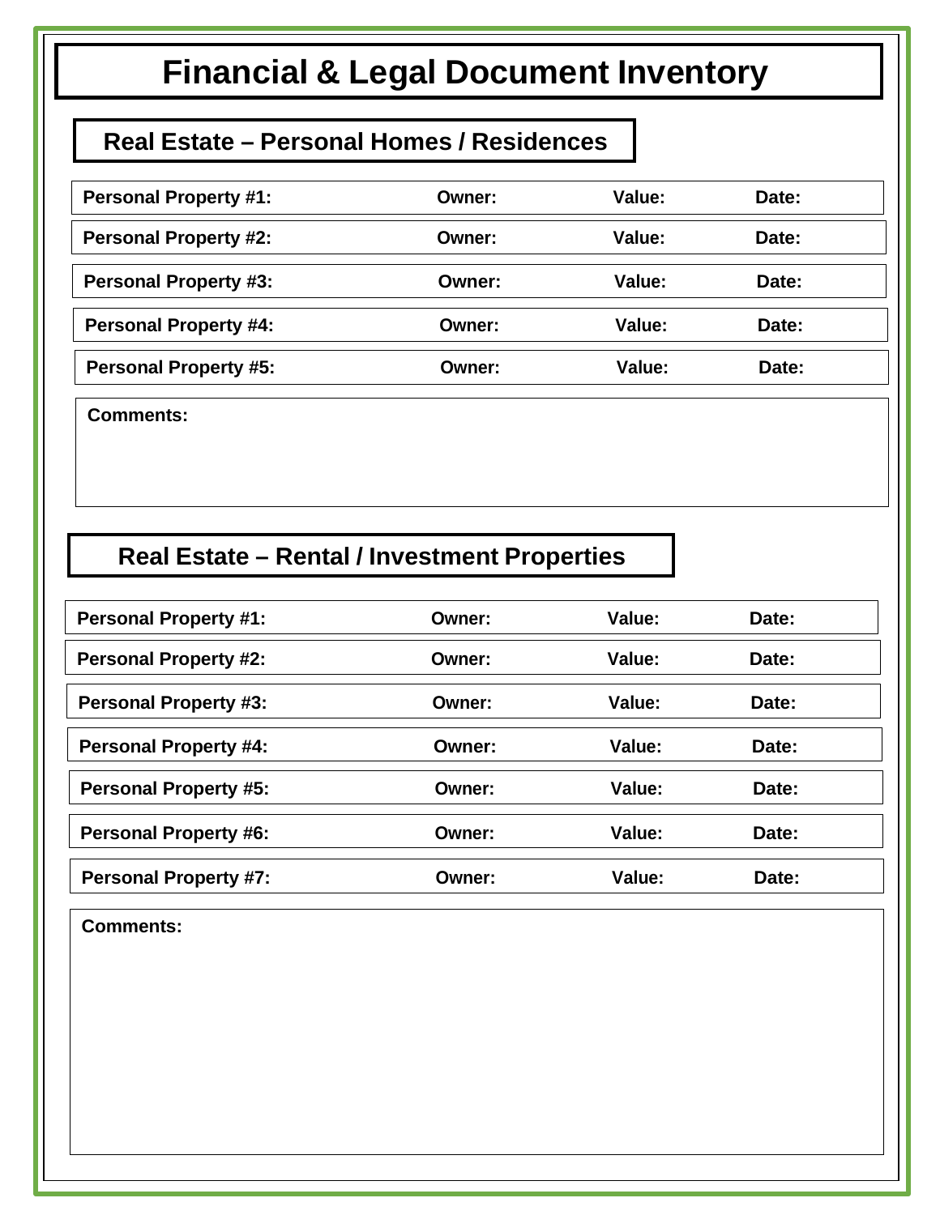# Financial & Legal Document Inventory

## Real Estate – Personal Homes / Residences

| Personal Property #1: | Owner: | Value: | Date: |
|---|---|---|---|
| Personal Property #2: | Owner: | Value: | Date: |
| Personal Property #3: | Owner: | Value: | Date: |
| Personal Property #4: | Owner: | Value: | Date: |
| Personal Property #5: | Owner: | Value: | Date: |

**Comments:**

## Real Estate – Rental / Investment Properties

| Personal Property #1: | Owner: | Value: | Date: |
|---|---|---|---|
| Personal Property #2: | Owner: | Value: | Date: |
| Personal Property #3: | Owner: | Value: | Date: |
| Personal Property #4: | Owner: | Value: | Date: |
| Personal Property #5: | Owner: | Value: | Date: |
| Personal Property #6: | Owner: | Value: | Date: |
| Personal Property #7: | Owner: | Value: | Date: |

**Comments:**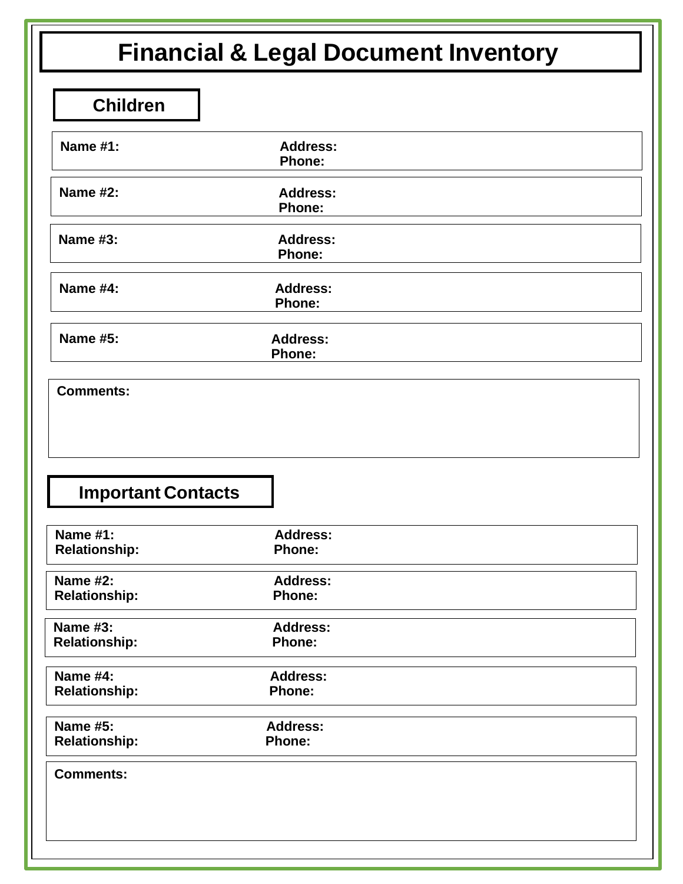# Financial & Legal Document Inventory

## Children

**Name #1:** **Address:**
**Phone:**

**Name #2:** **Address:**
**Phone:**

**Name #3:** **Address:**
**Phone:**

**Name #4:** **Address:**
**Phone:**

**Name #5:** **Address:**
**Phone:**

**Comments:**

## Important Contacts

**Name #1:** **Address:**
**Relationship:** **Phone:**

**Name #2:** **Address:**
**Relationship:** **Phone:**

**Name #3:** **Address:**
**Relationship:** **Phone:**

**Name #4:** **Address:**
**Relationship:** **Phone:**

**Name #5:** **Address:**
**Relationship:** **Phone:**

**Comments:**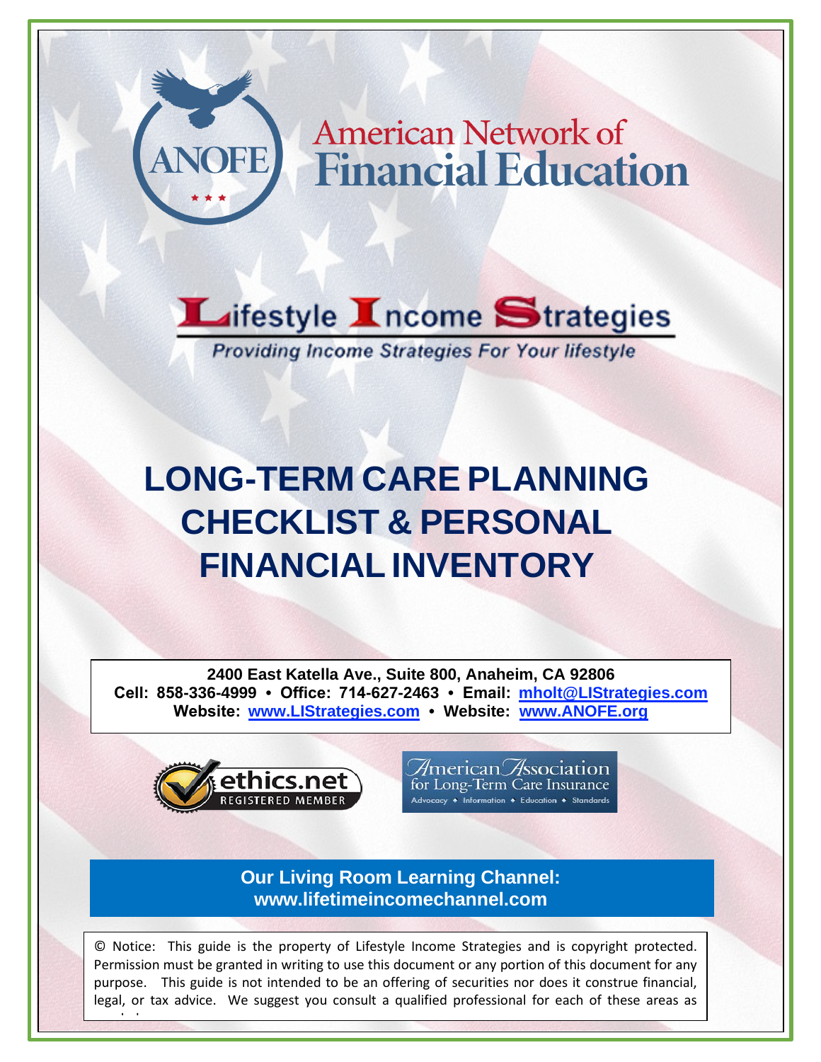American Network of Financial Education

ANOFE

# Lifestyle Income Strategies

*Providing Income Strategies For Your lifestyle*

# LONG-TERM CARE PLANNING CHECKLIST & PERSONAL FINANCIAL INVENTORY

**2400 East Katella Ave., Suite 800, Anaheim, CA 92806**
**Cell: 858-336-4999 • Office: 714-627-2463 • Email: mholt@LIStrategies.com**
**Website: www.LIStrategies.com • Website: www.ANOFE.org**

ethics.net REGISTERED MEMBER

American Association for Long-Term Care Insurance
Advocacy • Information • Education • Standards

**Our Living Room Learning Channel:**
**www.lifetimeincomechannel.com**

© Notice: This guide is the property of Lifestyle Income Strategies and is copyright protected. Permission must be granted in writing to use this document or any portion of this document for any purpose. This guide is not intended to be an offering of securities nor does it construe financial, legal, or tax advice. We suggest you consult a qualified professional for each of these areas as